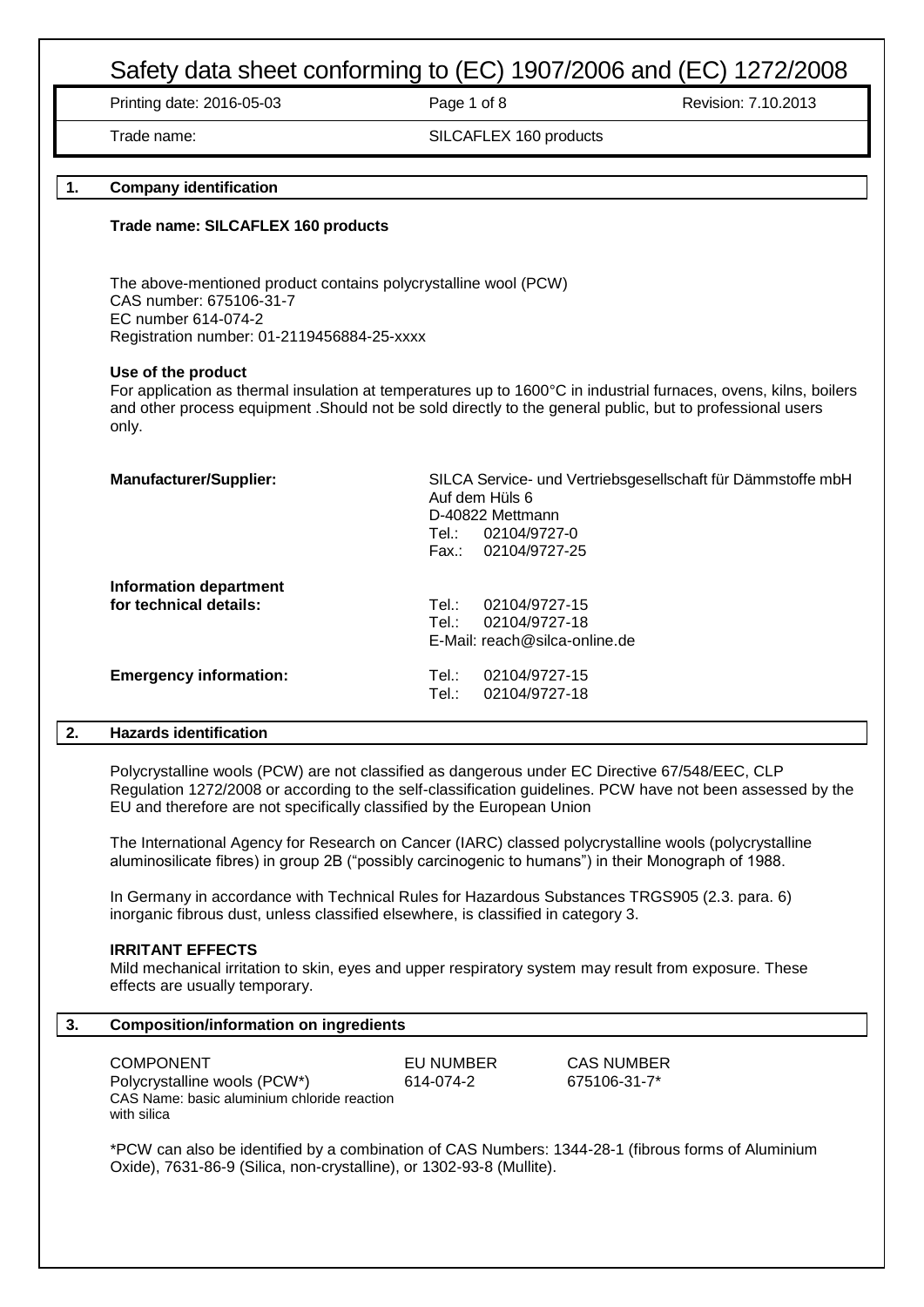# Safety data sheet conforming to (EC) 1907/2006 and (EC) 1272/2008

| Printing date: 2016-05-03 | | Revision: 7.10.2013 |
|---|---|---|
| Trade name: | SILCAFLEX 160 products | |

## 1. Company identification

**Trade name: SILCAFLEX 160 products**

The above-mentioned product contains polycrystalline wool (PCW)
CAS number: 675106-31-7
EC number 614-074-2
Registration number: 01-2119456884-25-xxxx

**Use of the product**
For application as thermal insulation at temperatures up to 1600°C in industrial furnaces, ovens, kilns, boilers and other process equipment .Should not be sold directly to the general public, but to professional users only.

**Manufacturer/Supplier:**
SILCA Service- und Vertriebsgesellschaft für Dämmstoffe mbH
Auf dem Hüls 6
D-40822 Mettmann
Tel.: 02104/9727-0
Fax.: 02104/9727-25

**Information department for technical details:**
Tel.: 02104/9727-15
Tel.: 02104/9727-18
E-Mail: reach@silca-online.de

**Emergency information:**
Tel.: 02104/9727-15
Tel.: 02104/9727-18

## 2. Hazards identification

Polycrystalline wools (PCW) are not classified as dangerous under EC Directive 67/548/EEC, CLP Regulation 1272/2008 or according to the self-classification guidelines. PCW have not been assessed by the EU and therefore are not specifically classified by the European Union

The International Agency for Research on Cancer (IARC) classed polycrystalline wools (polycrystalline aluminosilicate fibres) in group 2B ("possibly carcinogenic to humans") in their Monograph of 1988.

In Germany in accordance with Technical Rules for Hazardous Substances TRGS905 (2.3. para. 6) inorganic fibrous dust, unless classified elsewhere, is classified in category 3.

**IRRITANT EFFECTS**
Mild mechanical irritation to skin, eyes and upper respiratory system may result from exposure. These effects are usually temporary.

## 3. Composition/information on ingredients

| COMPONENT | EU NUMBER | CAS NUMBER |
|---|---|---|
| Polycrystalline wools (PCW*)<br>CAS Name: basic aluminium chloride reaction with silica | 614-074-2 | 675106-31-7* |

*PCW can also be identified by a combination of CAS Numbers: 1344-28-1 (fibrous forms of Aluminium Oxide), 7631-86-9 (Silica, non-crystalline), or 1302-93-8 (Mullite).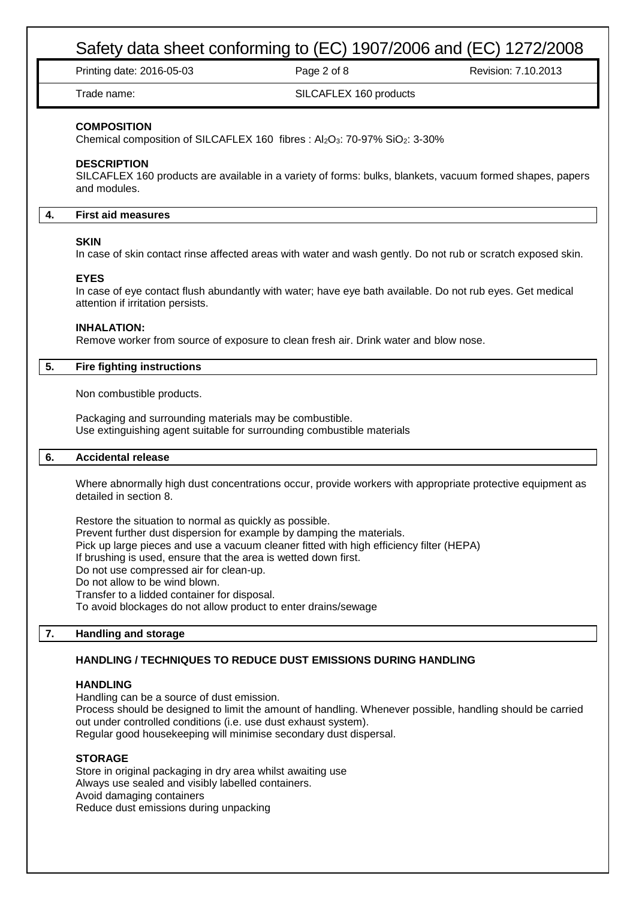**COMPOSITION**

Chemical composition of SILCAFLEX 160 fibres : $Al_2O_3$: 70-97% $SiO_2$: 3-30%

**DESCRIPTION**

SILCAFLEX 160 products are available in a variety of forms: bulks, blankets, vacuum formed shapes, papers and modules.

## 4. First aid measures

**SKIN**

In case of skin contact rinse affected areas with water and wash gently. Do not rub or scratch exposed skin.

**EYES**

In case of eye contact flush abundantly with water; have eye bath available. Do not rub eyes. Get medical attention if irritation persists.

**INHALATION:**

Remove worker from source of exposure to clean fresh air. Drink water and blow nose.

## 5. Fire fighting instructions

Non combustible products.

Packaging and surrounding materials may be combustible.
Use extinguishing agent suitable for surrounding combustible materials

## 6. Accidental release

Where abnormally high dust concentrations occur, provide workers with appropriate protective equipment as detailed in section 8.

Restore the situation to normal as quickly as possible.
Prevent further dust dispersion for example by damping the materials.
Pick up large pieces and use a vacuum cleaner fitted with high efficiency filter (HEPA)
If brushing is used, ensure that the area is wetted down first.
Do not use compressed air for clean-up.
Do not allow to be wind blown.
Transfer to a lidded container for disposal.
To avoid blockages do not allow product to enter drains/sewage

## 7. Handling and storage

**HANDLING / TECHNIQUES TO REDUCE DUST EMISSIONS DURING HANDLING**

**HANDLING**

Handling can be a source of dust emission.
Process should be designed to limit the amount of handling. Whenever possible, handling should be carried out under controlled conditions (i.e. use dust exhaust system).
Regular good housekeeping will minimise secondary dust dispersal.

**STORAGE**

Store in original packaging in dry area whilst awaiting use
Always use sealed and visibly labelled containers.
Avoid damaging containers
Reduce dust emissions during unpacking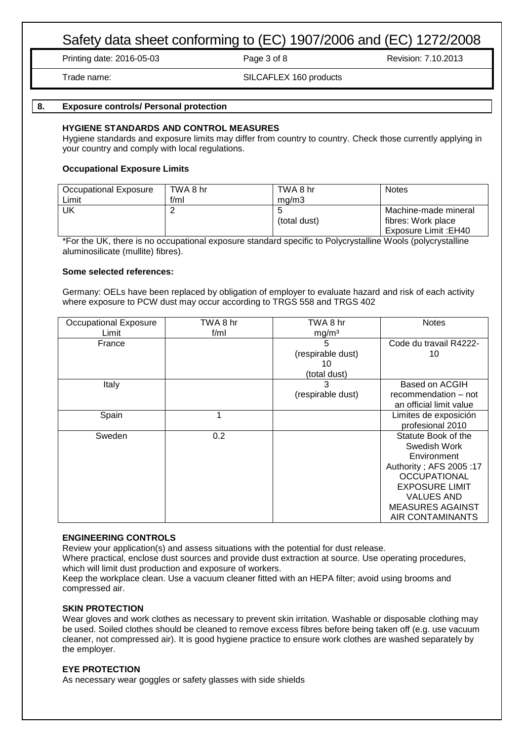## 8. Exposure controls/ Personal protection

**HYGIENE STANDARDS AND CONTROL MEASURES**

Hygiene standards and exposure limits may differ from country to country. Check those currently applying in your country and comply with local regulations.

**Occupational Exposure Limits**

| Occupational Exposure Limit | TWA 8 hr f/ml | TWA 8 hr mg/m3 | Notes |
|---|---|---|---|
| UK | 2 | 5 (total dust) | Machine-made mineral fibres: Work place Exposure Limit :EH40 |

*For the UK, there is no occupational exposure standard specific to Polycrystalline Wools (polycrystalline aluminosilicate (mullite) fibres).

**Some selected references:**

Germany: OELs have been replaced by obligation of employer to evaluate hazard and risk of each activity where exposure to PCW dust may occur according to TRGS 558 and TRGS 402

| Occupational Exposure Limit | TWA 8 hr f/ml | TWA 8 hr mg/m³ | Notes |
|---|---|---|---|
| France | | 5 (respirable dust) 10 (total dust) | Code du travail R4222-10 |
| Italy | | 3 (respirable dust) | Based on ACGIH recommendation – not an official limit value |
| Spain | 1 | | Limites de exposición profesional 2010 |
| Sweden | 0.2 | | Statute Book of the Swedish Work Environment Authority ; AFS 2005 :17 OCCUPATIONAL EXPOSURE LIMIT VALUES AND MEASURES AGAINST AIR CONTAMINANTS |

**ENGINEERING CONTROLS**

Review your application(s) and assess situations with the potential for dust release.

Where practical, enclose dust sources and provide dust extraction at source. Use operating procedures, which will limit dust production and exposure of workers.

Keep the workplace clean. Use a vacuum cleaner fitted with an HEPA filter; avoid using brooms and compressed air.

**SKIN PROTECTION**

Wear gloves and work clothes as necessary to prevent skin irritation. Washable or disposable clothing may be used. Soiled clothes should be cleaned to remove excess fibres before being taken off (e.g. use vacuum cleaner, not compressed air). It is good hygiene practice to ensure work clothes are washed separately by the employer.

**EYE PROTECTION**

As necessary wear goggles or safety glasses with side shields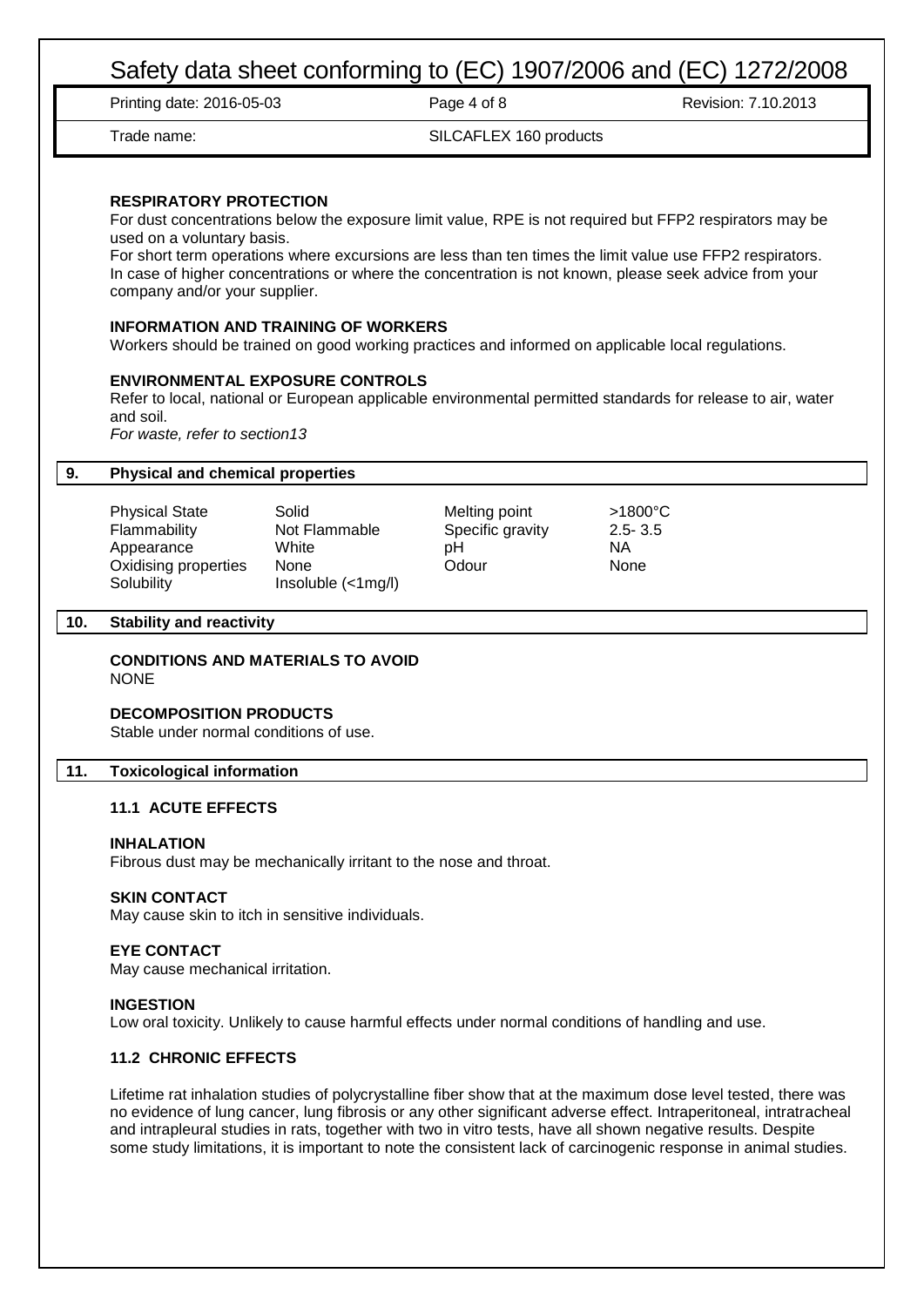**RESPIRATORY PROTECTION**

For dust concentrations below the exposure limit value, RPE is not required but FFP2 respirators may be used on a voluntary basis.

For short term operations where excursions are less than ten times the limit value use FFP2 respirators. In case of higher concentrations or where the concentration is not known, please seek advice from your company and/or your supplier.

**INFORMATION AND TRAINING OF WORKERS**

Workers should be trained on good working practices and informed on applicable local regulations.

**ENVIRONMENTAL EXPOSURE CONTROLS**

Refer to local, national or European applicable environmental permitted standards for release to air, water and soil.

*For waste, refer to section13*

## 9. Physical and chemical properties

| | | | |
|---|---|---|---|
| Physical State | Solid | Melting point | >1800°C |
| Flammability | Not Flammable | Specific gravity | 2.5- 3.5 |
| Appearance | White | pH | NA |
| Oxidising properties | None | Odour | None |
| Solubility | Insoluble (<1mg/l) | | |

## 10. Stability and reactivity

**CONDITIONS AND MATERIALS TO AVOID**

NONE

**DECOMPOSITION PRODUCTS**

Stable under normal conditions of use.

## 11. Toxicological information

### 11.1 ACUTE EFFECTS

**INHALATION**

Fibrous dust may be mechanically irritant to the nose and throat.

**SKIN CONTACT**

May cause skin to itch in sensitive individuals.

**EYE CONTACT**

May cause mechanical irritation.

**INGESTION**

Low oral toxicity. Unlikely to cause harmful effects under normal conditions of handling and use.

### 11.2 CHRONIC EFFECTS

Lifetime rat inhalation studies of polycrystalline fiber show that at the maximum dose level tested, there was no evidence of lung cancer, lung fibrosis or any other significant adverse effect. Intraperitoneal, intratracheal and intrapleural studies in rats, together with two in vitro tests, have all shown negative results. Despite some study limitations, it is important to note the consistent lack of carcinogenic response in animal studies.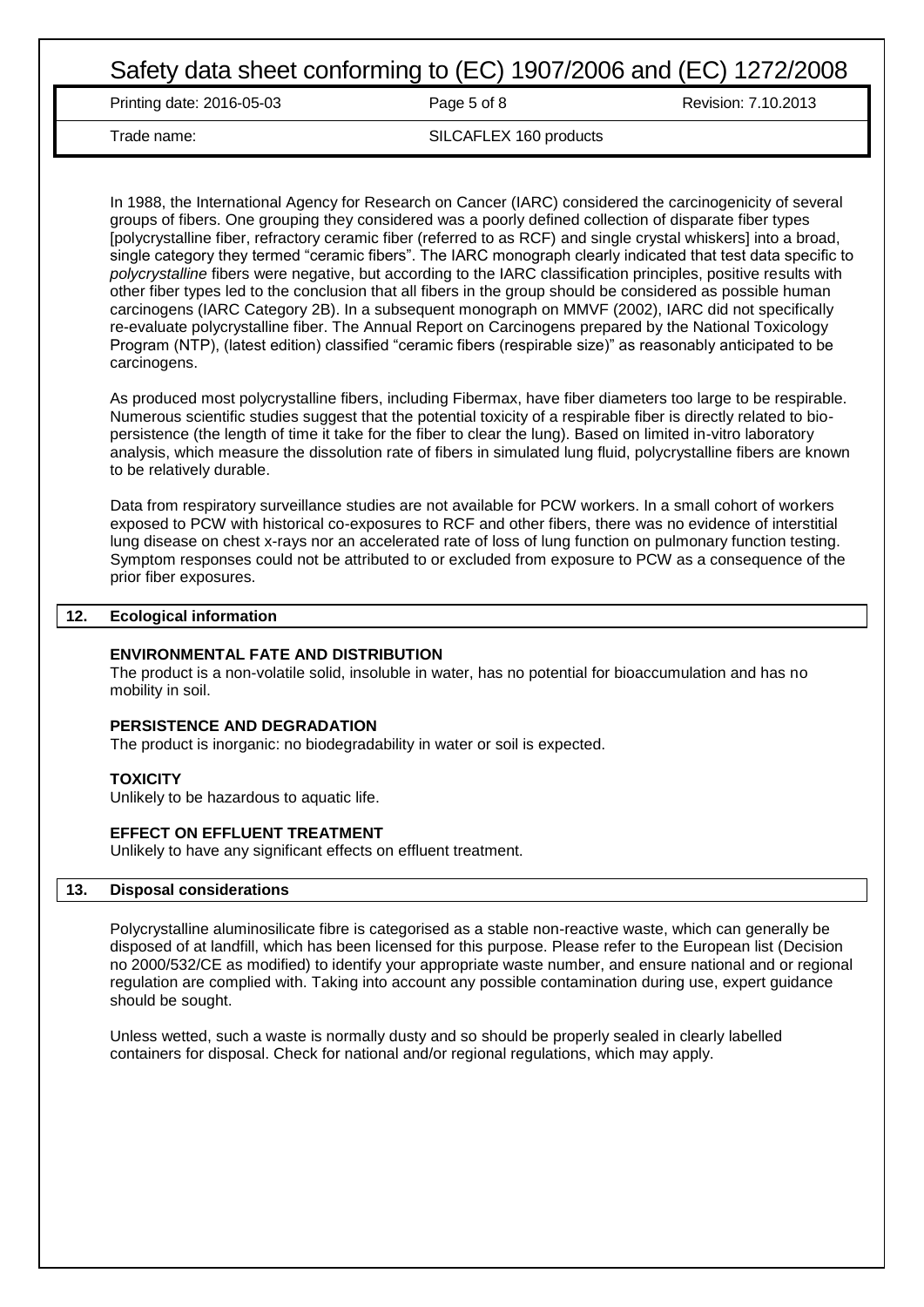In 1988, the International Agency for Research on Cancer (IARC) considered the carcinogenicity of several groups of fibers. One grouping they considered was a poorly defined collection of disparate fiber types [polycrystalline fiber, refractory ceramic fiber (referred to as RCF) and single crystal whiskers] into a broad, single category they termed “ceramic fibers”. The IARC monograph clearly indicated that test data specific to *polycrystalline* fibers were negative, but according to the IARC classification principles, positive results with other fiber types led to the conclusion that all fibers in the group should be considered as possible human carcinogens (IARC Category 2B). In a subsequent monograph on MMVF (2002), IARC did not specifically re-evaluate polycrystalline fiber. The Annual Report on Carcinogens prepared by the National Toxicology Program (NTP), (latest edition) classified “ceramic fibers (respirable size)” as reasonably anticipated to be carcinogens.

As produced most polycrystalline fibers, including Fibermax, have fiber diameters too large to be respirable. Numerous scientific studies suggest that the potential toxicity of a respirable fiber is directly related to bio-persistence (the length of time it take for the fiber to clear the lung). Based on limited in-vitro laboratory analysis, which measure the dissolution rate of fibers in simulated lung fluid, polycrystalline fibers are known to be relatively durable.

Data from respiratory surveillance studies are not available for PCW workers. In a small cohort of workers exposed to PCW with historical co-exposures to RCF and other fibers, there was no evidence of interstitial lung disease on chest x-rays nor an accelerated rate of loss of lung function on pulmonary function testing. Symptom responses could not be attributed to or excluded from exposure to PCW as a consequence of the prior fiber exposures.

## 12. Ecological information

**ENVIRONMENTAL FATE AND DISTRIBUTION**

The product is a non-volatile solid, insoluble in water, has no potential for bioaccumulation and has no mobility in soil.

**PERSISTENCE AND DEGRADATION**

The product is inorganic: no biodegradability in water or soil is expected.

**TOXICITY**

Unlikely to be hazardous to aquatic life.

**EFFECT ON EFFLUENT TREATMENT**

Unlikely to have any significant effects on effluent treatment.

## 13. Disposal considerations

Polycrystalline aluminosilicate fibre is categorised as a stable non-reactive waste, which can generally be disposed of at landfill, which has been licensed for this purpose. Please refer to the European list (Decision no 2000/532/CE as modified) to identify your appropriate waste number, and ensure national and or regional regulation are complied with. Taking into account any possible contamination during use, expert guidance should be sought.

Unless wetted, such a waste is normally dusty and so should be properly sealed in clearly labelled containers for disposal. Check for national and/or regional regulations, which may apply.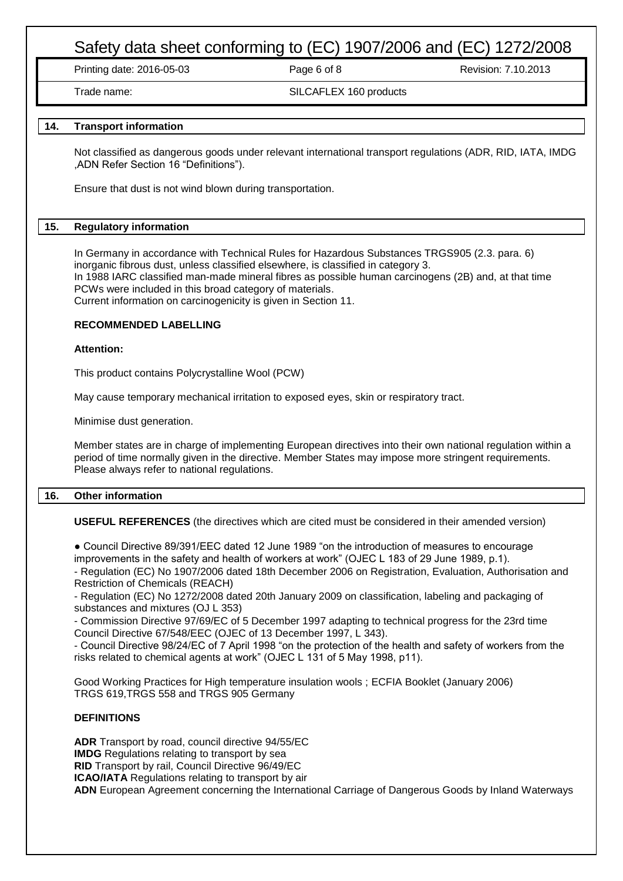## 14. Transport information

Not classified as dangerous goods under relevant international transport regulations (ADR, RID, IATA, IMDG ,ADN Refer Section 16 "Definitions").

Ensure that dust is not wind blown during transportation.

## 15. Regulatory information

In Germany in accordance with Technical Rules for Hazardous Substances TRGS905 (2.3. para. 6) inorganic fibrous dust, unless classified elsewhere, is classified in category 3.
In 1988 IARC classified man-made mineral fibres as possible human carcinogens (2B) and, at that time PCWs were included in this broad category of materials.
Current information on carcinogenicity is given in Section 11.

**RECOMMENDED LABELLING**

**Attention:**

This product contains Polycrystalline Wool (PCW)

May cause temporary mechanical irritation to exposed eyes, skin or respiratory tract.

Minimise dust generation.

Member states are in charge of implementing European directives into their own national regulation within a period of time normally given in the directive. Member States may impose more stringent requirements. Please always refer to national regulations.

## 16. Other information

**USEFUL REFERENCES** (the directives which are cited must be considered in their amended version)

● Council Directive 89/391/EEC dated 12 June 1989 "on the introduction of measures to encourage improvements in the safety and health of workers at work" (OJEC L 183 of 29 June 1989, p.1).
- Regulation (EC) No 1907/2006 dated 18th December 2006 on Registration, Evaluation, Authorisation and Restriction of Chemicals (REACH)
- Regulation (EC) No 1272/2008 dated 20th January 2009 on classification, labeling and packaging of substances and mixtures (OJ L 353)
- Commission Directive 97/69/EC of 5 December 1997 adapting to technical progress for the 23rd time Council Directive 67/548/EEC (OJEC of 13 December 1997, L 343).
- Council Directive 98/24/EC of 7 April 1998 "on the protection of the health and safety of workers from the risks related to chemical agents at work" (OJEC L 131 of 5 May 1998, p11).

Good Working Practices for High temperature insulation wools ; ECFIA Booklet (January 2006)
TRGS 619,TRGS 558 and TRGS 905 Germany

**DEFINITIONS**

**ADR** Transport by road, council directive 94/55/EC
**IMDG** Regulations relating to transport by sea
**RID** Transport by rail, Council Directive 96/49/EC
**ICAO/IATA** Regulations relating to transport by air
**ADN** European Agreement concerning the International Carriage of Dangerous Goods by Inland Waterways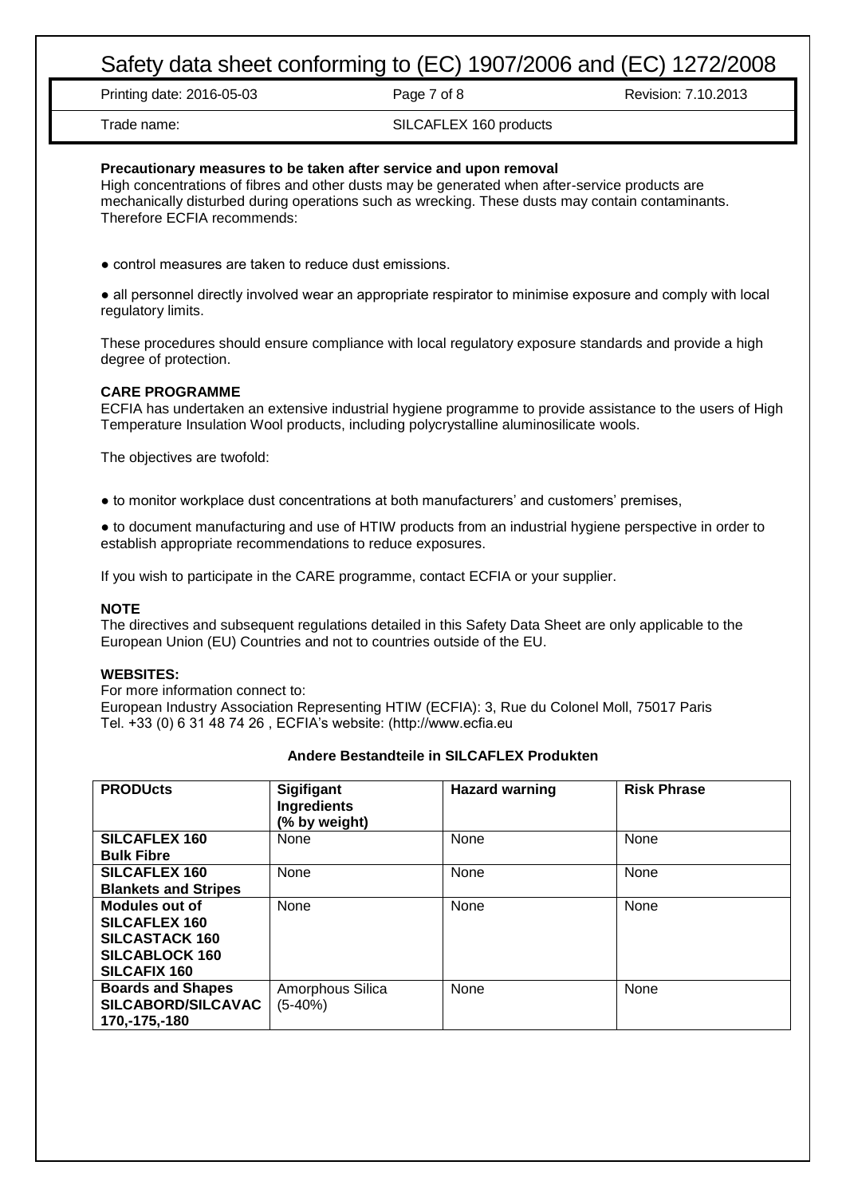**Precautionary measures to be taken after service and upon removal**

High concentrations of fibres and other dusts may be generated when after-service products are mechanically disturbed during operations such as wrecking. These dusts may contain contaminants. Therefore ECFIA recommends:

- control measures are taken to reduce dust emissions.
- all personnel directly involved wear an appropriate respirator to minimise exposure and comply with local regulatory limits.

These procedures should ensure compliance with local regulatory exposure standards and provide a high degree of protection.

**CARE PROGRAMME**

ECFIA has undertaken an extensive industrial hygiene programme to provide assistance to the users of High Temperature Insulation Wool products, including polycrystalline aluminosilicate wools.

The objectives are twofold:

- to monitor workplace dust concentrations at both manufacturers' and customers' premises,
- to document manufacturing and use of HTIW products from an industrial hygiene perspective in order to establish appropriate recommendations to reduce exposures.

If you wish to participate in the CARE programme, contact ECFIA or your supplier.

**NOTE**

The directives and subsequent regulations detailed in this Safety Data Sheet are only applicable to the European Union (EU) Countries and not to countries outside of the EU.

**WEBSITES:**

For more information connect to:
European Industry Association Representing HTIW (ECFIA): 3, Rue du Colonel Moll, 75017 Paris
Tel. +33 (0) 6 31 48 74 26 , ECFIA's website: (http://www.ecfia.eu

**Andere Bestandteile in SILCAFLEX Produkten**

| PRODUcts | Sigifigant Ingredients (% by weight) | Hazard warning | Risk Phrase |
|---|---|---|---|
| **SILCAFLEX 160 Bulk Fibre** | None | None | None |
| **SILCAFLEX 160 Blankets and Stripes** | None | None | None |
| **Modules out of SILCAFLEX 160 SILCASTACK 160 SILCABLOCK 160 SILCAFIX 160** | None | None | None |
| **Boards and Shapes SILCABORD/SILCAVAC 170,-175,-180** | Amorphous Silica (5-40%) | None | None |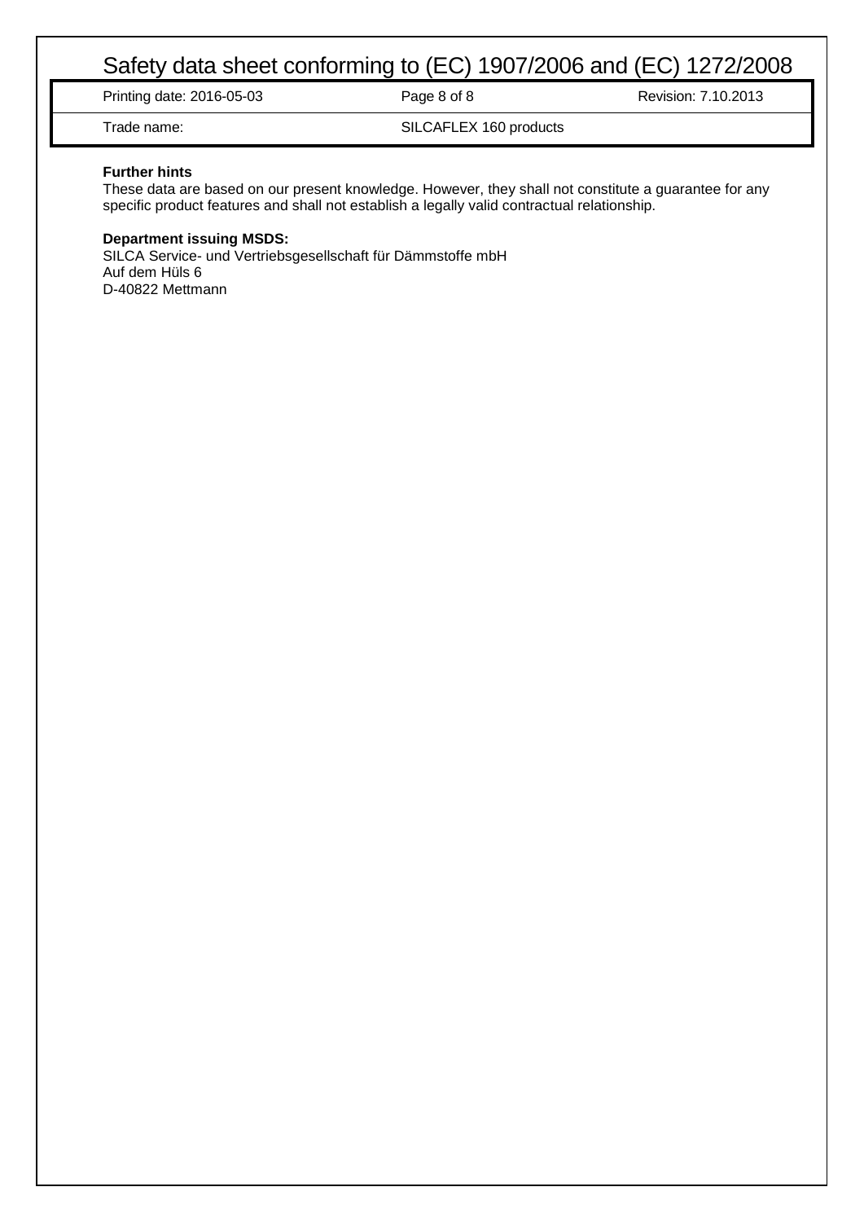**Further hints**

These data are based on our present knowledge. However, they shall not constitute a guarantee for any specific product features and shall not establish a legally valid contractual relationship.

**Department issuing MSDS:**

SILCA Service- und Vertriebsgesellschaft für Dämmstoffe mbH
Auf dem Hüls 6
D-40822 Mettmann